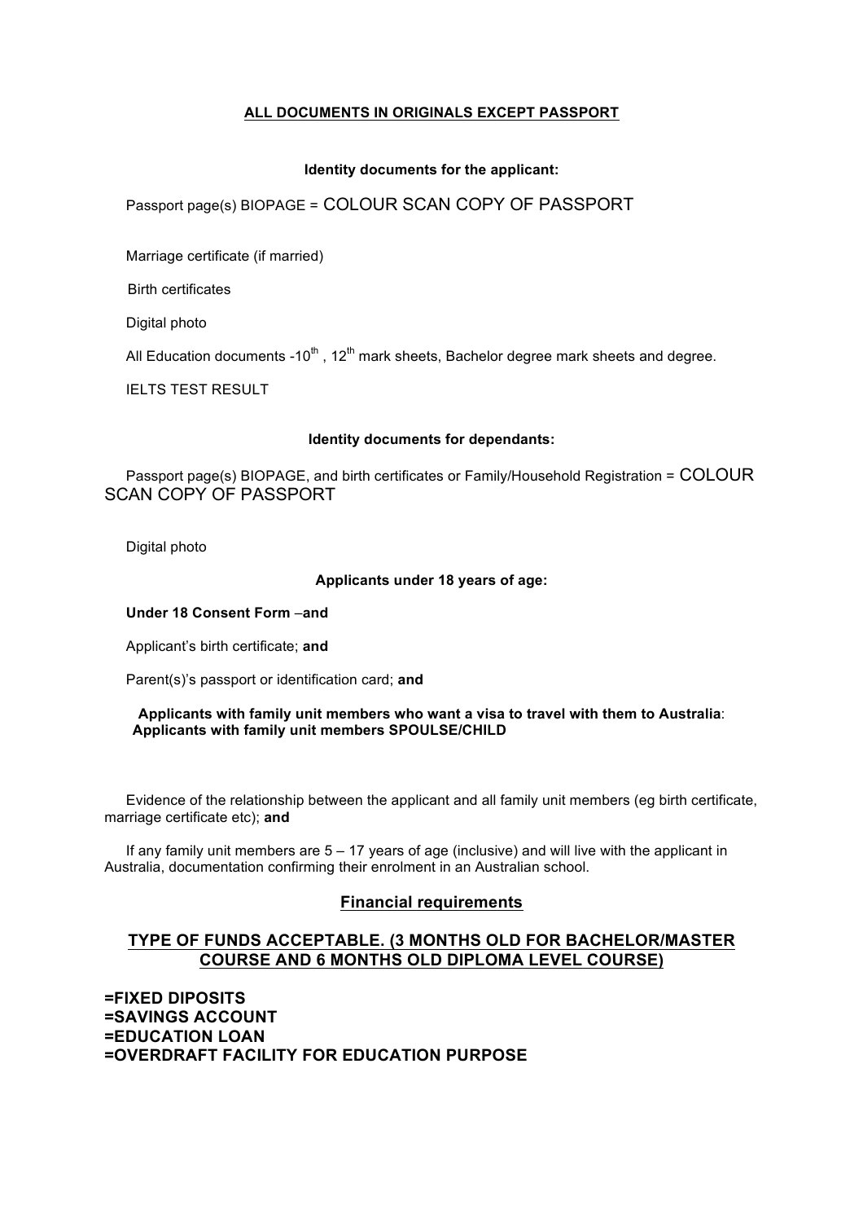**ALL DOCUMENTS IN ORIGINALS EXCEPT PASSPORT**

**Identity documents for the applicant:**

Passport page(s) BIOPAGE = COLOUR SCAN COPY OF PASSPORT

Marriage certificate (if married)

Birth certificates

Digital photo

All Education documents -10th , 12th mark sheets, Bachelor degree mark sheets and degree.

IELTS TEST RESULT

**Identity documents for dependants:**

Passport page(s) BIOPAGE, and birth certificates or Family/Household Registration = COLOUR SCAN COPY OF PASSPORT

Digital photo

**Applicants under 18 years of age:**

**Under 18 Consent Form** –**and**

Applicant's birth certificate; **and**

Parent(s)'s passport or identification card; **and**

**Applicants with family unit members who want a visa to travel with them to Australia**:
**Applicants with family unit members SPOULSE/CHILD**

Evidence of the relationship between the applicant and all family unit members (eg birth certificate, marriage certificate etc); **and**

If any family unit members are 5 – 17 years of age (inclusive) and will live with the applicant in Australia, documentation confirming their enrolment in an Australian school.

## Financial requirements

## TYPE OF FUNDS ACCEPTABLE. (3 MONTHS OLD FOR BACHELOR/MASTER COURSE AND 6 MONTHS OLD DIPLOMA LEVEL COURSE)

**=FIXED DIPOSITS**
**=SAVINGS ACCOUNT**
**=EDUCATION LOAN**
**=OVERDRAFT FACILITY FOR EDUCATION PURPOSE**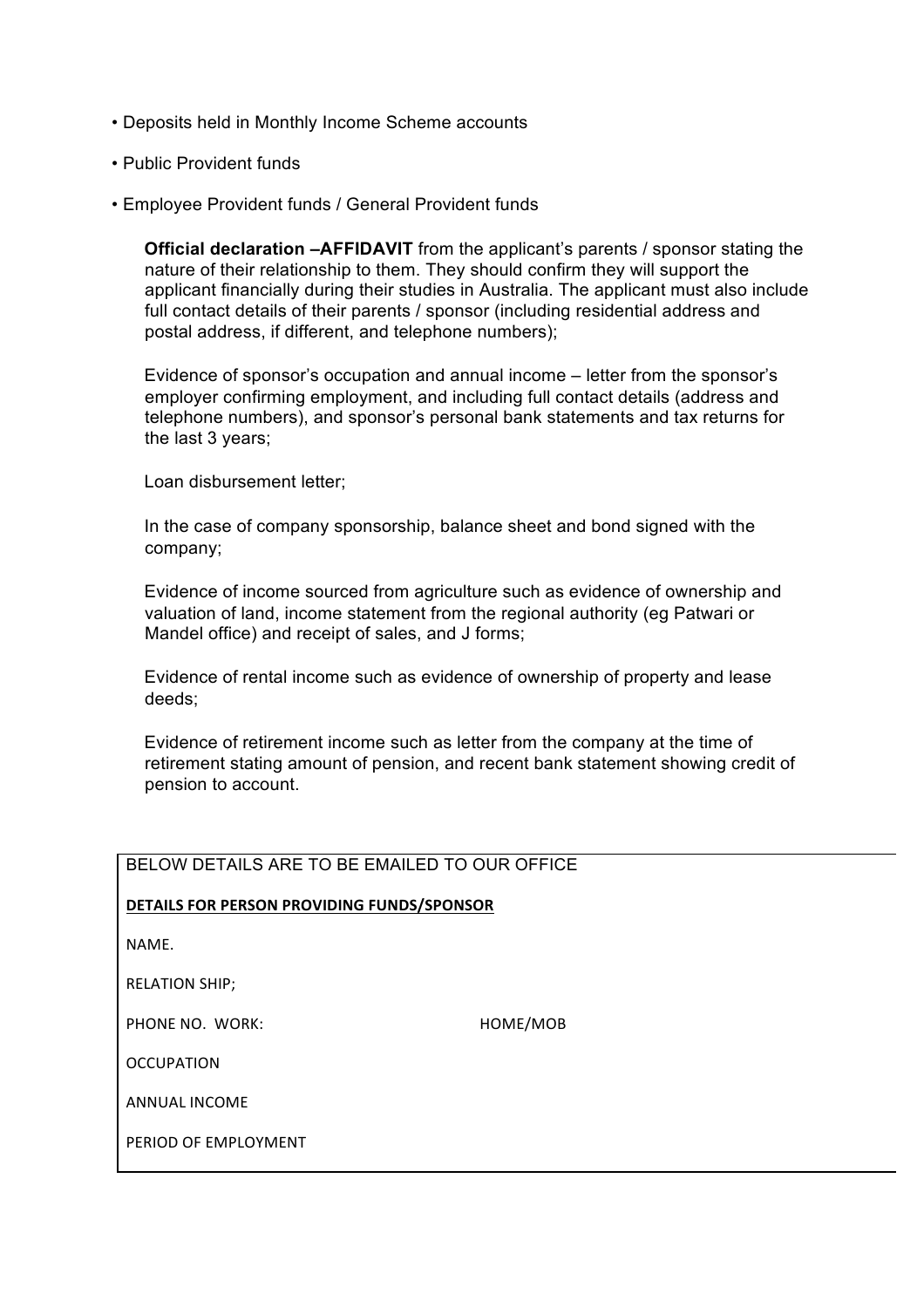- Deposits held in Monthly Income Scheme accounts
- Public Provident funds
- Employee Provident funds / General Provident funds

**Official declaration –AFFIDAVIT** from the applicant's parents / sponsor stating the nature of their relationship to them. They should confirm they will support the applicant financially during their studies in Australia. The applicant must also include full contact details of their parents / sponsor (including residential address and postal address, if different, and telephone numbers);

Evidence of sponsor's occupation and annual income – letter from the sponsor's employer confirming employment, and including full contact details (address and telephone numbers), and sponsor's personal bank statements and tax returns for the last 3 years;

Loan disbursement letter;

In the case of company sponsorship, balance sheet and bond signed with the company;

Evidence of income sourced from agriculture such as evidence of ownership and valuation of land, income statement from the regional authority (eg Patwari or Mandel office) and receipt of sales, and J forms;

Evidence of rental income such as evidence of ownership of property and lease deeds;

Evidence of retirement income such as letter from the company at the time of retirement stating amount of pension, and recent bank statement showing credit of pension to account.

BELOW DETAILS ARE TO BE EMAILED TO OUR OFFICE

**DETAILS FOR PERSON PROVIDING FUNDS/SPONSOR**

NAME.

RELATION SHIP;

PHONE NO. WORK: HOME/MOB

OCCUPATION

ANNUAL INCOME

PERIOD OF EMPLOYMENT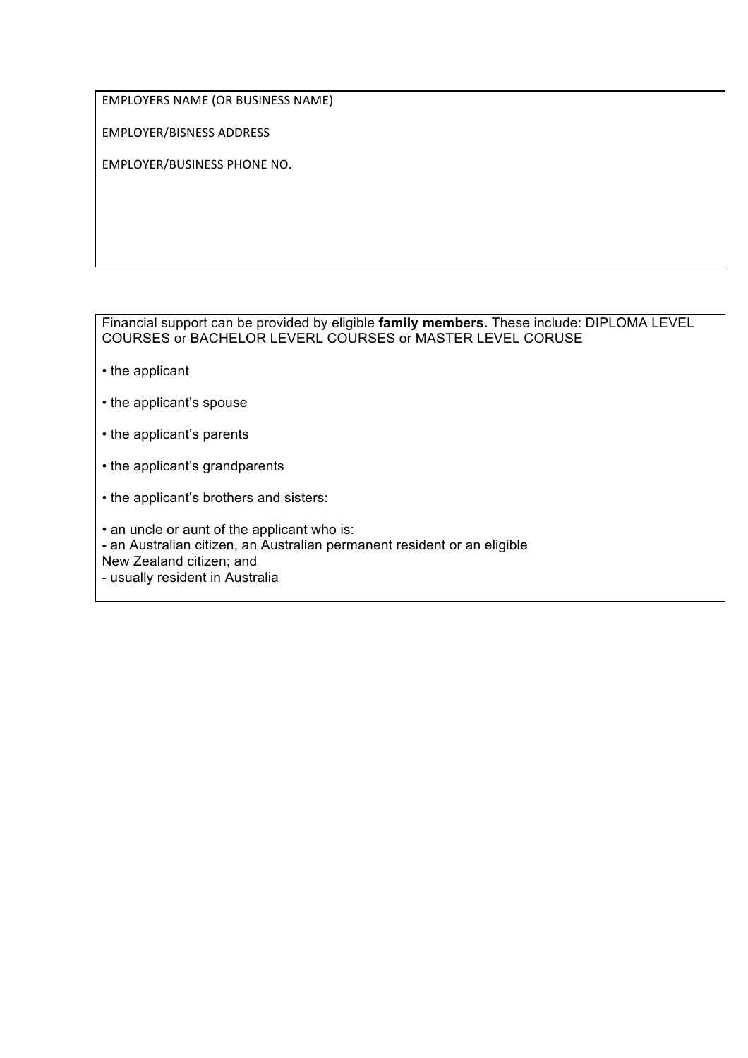EMPLOYERS NAME (OR BUSINESS NAME)

EMPLOYER/BISNESS ADDRESS

EMPLOYER/BUSINESS PHONE NO.

Financial support can be provided by eligible **family members.** These include: DIPLOMA LEVEL COURSES or BACHELOR LEVERL COURSES or MASTER LEVEL CORUSE

- the applicant
- the applicant's spouse
- the applicant's parents
- the applicant's grandparents
- the applicant's brothers and sisters:
- an uncle or aunt of the applicant who is:
  - an Australian citizen, an Australian permanent resident or an eligible New Zealand citizen; and
  - usually resident in Australia